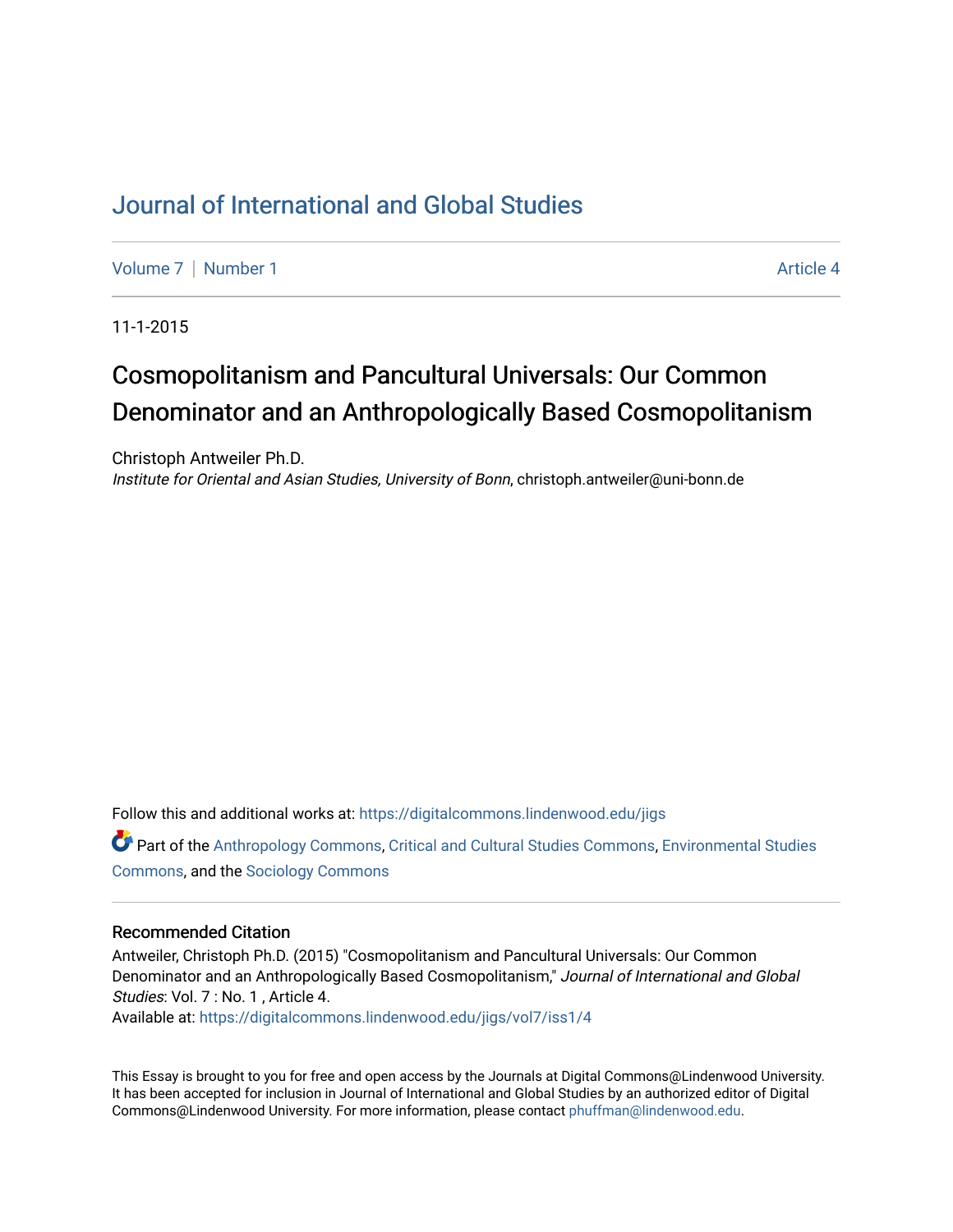# Journal of International and Global Studies

Volume 7 | Number 1 Article 4

11-1-2015

## Cosmopolitanism and Pancultural Universals: Our Common Denominator and an Anthropologically Based Cosmopolitanism

Christoph Antweiler Ph.D.
*Institute for Oriental and Asian Studies, University of Bonn*, christoph.antweiler@uni-bonn.de

Follow this and additional works at: https://digitalcommons.lindenwood.edu/jigs

Part of the Anthropology Commons, Critical and Cultural Studies Commons, Environmental Studies Commons, and the Sociology Commons

### Recommended Citation

Antweiler, Christoph Ph.D. (2015) "Cosmopolitanism and Pancultural Universals: Our Common Denominator and an Anthropologically Based Cosmopolitanism," *Journal of International and Global Studies*: Vol. 7 : No. 1 , Article 4.
Available at: https://digitalcommons.lindenwood.edu/jigs/vol7/iss1/4

This Essay is brought to you for free and open access by the Journals at Digital Commons@Lindenwood University. It has been accepted for inclusion in Journal of International and Global Studies by an authorized editor of Digital Commons@Lindenwood University. For more information, please contact phuffman@lindenwood.edu.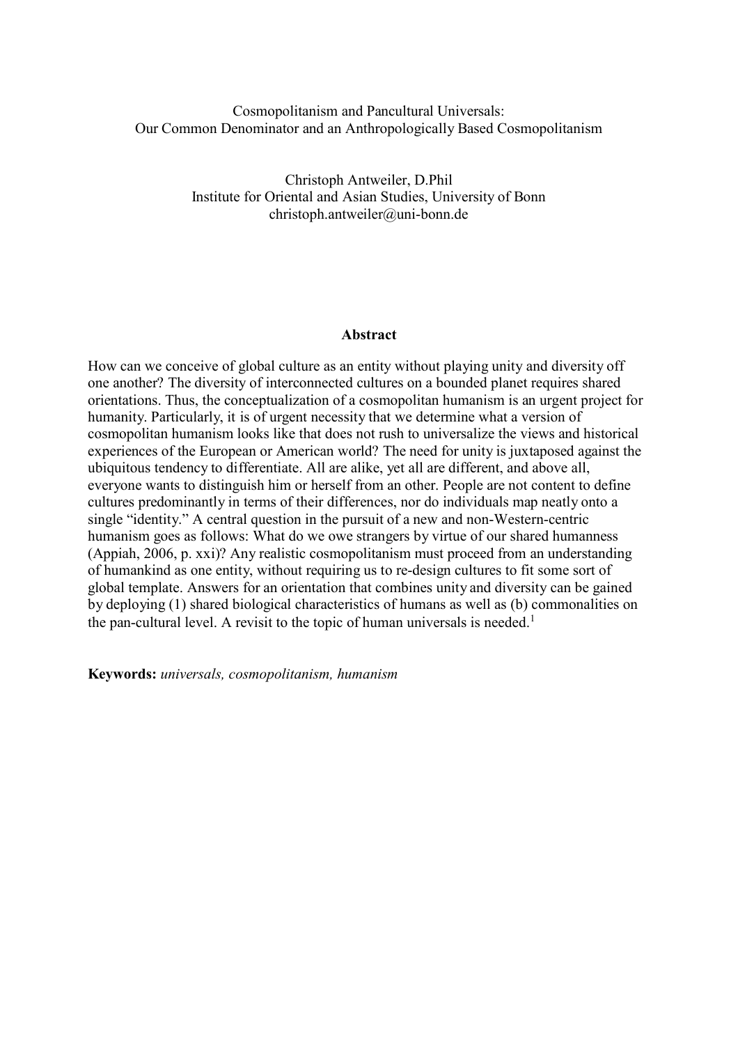Cosmopolitanism and Pancultural Universals:
Our Common Denominator and an Anthropologically Based Cosmopolitanism

Christoph Antweiler, D.Phil
Institute for Oriental and Asian Studies, University of Bonn
christoph.antweiler@uni-bonn.de

## Abstract

How can we conceive of global culture as an entity without playing unity and diversity off one another? The diversity of interconnected cultures on a bounded planet requires shared orientations. Thus, the conceptualization of a cosmopolitan humanism is an urgent project for humanity. Particularly, it is of urgent necessity that we determine what a version of cosmopolitan humanism looks like that does not rush to universalize the views and historical experiences of the European or American world? The need for unity is juxtaposed against the ubiquitous tendency to differentiate. All are alike, yet all are different, and above all, everyone wants to distinguish him or herself from an other. People are not content to define cultures predominantly in terms of their differences, nor do individuals map neatly onto a single "identity." A central question in the pursuit of a new and non-Western-centric humanism goes as follows: What do we owe strangers by virtue of our shared humanness (Appiah, 2006, p. xxi)? Any realistic cosmopolitanism must proceed from an understanding of humankind as one entity, without requiring us to re-design cultures to fit some sort of global template. Answers for an orientation that combines unity and diversity can be gained by deploying (1) shared biological characteristics of humans as well as (b) commonalities on the pan-cultural level. A revisit to the topic of human universals is needed.[1]

**Keywords:** *universals, cosmopolitanism, humanism*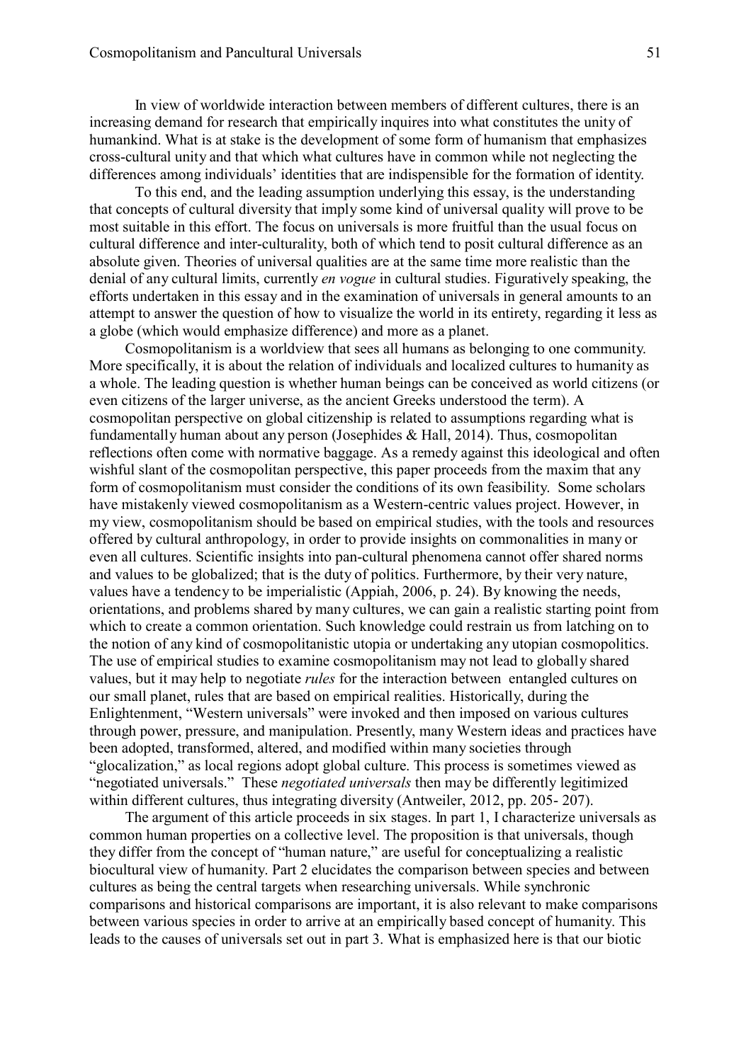In view of worldwide interaction between members of different cultures, there is an increasing demand for research that empirically inquires into what constitutes the unity of humankind. What is at stake is the development of some form of humanism that emphasizes cross-cultural unity and that which what cultures have in common while not neglecting the differences among individuals' identities that are indispensible for the formation of identity.

To this end, and the leading assumption underlying this essay, is the understanding that concepts of cultural diversity that imply some kind of universal quality will prove to be most suitable in this effort. The focus on universals is more fruitful than the usual focus on cultural difference and inter-culturality, both of which tend to posit cultural difference as an absolute given. Theories of universal qualities are at the same time more realistic than the denial of any cultural limits, currently *en vogue* in cultural studies. Figuratively speaking, the efforts undertaken in this essay and in the examination of universals in general amounts to an attempt to answer the question of how to visualize the world in its entirety, regarding it less as a globe (which would emphasize difference) and more as a planet.

Cosmopolitanism is a worldview that sees all humans as belonging to one community. More specifically, it is about the relation of individuals and localized cultures to humanity as a whole. The leading question is whether human beings can be conceived as world citizens (or even citizens of the larger universe, as the ancient Greeks understood the term). A cosmopolitan perspective on global citizenship is related to assumptions regarding what is fundamentally human about any person (Josephides & Hall, 2014). Thus, cosmopolitan reflections often come with normative baggage. As a remedy against this ideological and often wishful slant of the cosmopolitan perspective, this paper proceeds from the maxim that any form of cosmopolitanism must consider the conditions of its own feasibility. Some scholars have mistakenly viewed cosmopolitanism as a Western-centric values project. However, in my view, cosmopolitanism should be based on empirical studies, with the tools and resources offered by cultural anthropology, in order to provide insights on commonalities in many or even all cultures. Scientific insights into pan-cultural phenomena cannot offer shared norms and values to be globalized; that is the duty of politics. Furthermore, by their very nature, values have a tendency to be imperialistic (Appiah, 2006, p. 24). By knowing the needs, orientations, and problems shared by many cultures, we can gain a realistic starting point from which to create a common orientation. Such knowledge could restrain us from latching on to the notion of any kind of cosmopolitanistic utopia or undertaking any utopian cosmopolitics. The use of empirical studies to examine cosmopolitanism may not lead to globally shared values, but it may help to negotiate *rules* for the interaction between entangled cultures on our small planet, rules that are based on empirical realities. Historically, during the Enlightenment, "Western universals" were invoked and then imposed on various cultures through power, pressure, and manipulation. Presently, many Western ideas and practices have been adopted, transformed, altered, and modified within many societies through "glocalization," as local regions adopt global culture. This process is sometimes viewed as "negotiated universals." These *negotiated universals* then may be differently legitimized within different cultures, thus integrating diversity (Antweiler, 2012, pp. 205- 207).

The argument of this article proceeds in six stages. In part 1, I characterize universals as common human properties on a collective level. The proposition is that universals, though they differ from the concept of "human nature," are useful for conceptualizing a realistic biocultural view of humanity. Part 2 elucidates the comparison between species and between cultures as being the central targets when researching universals. While synchronic comparisons and historical comparisons are important, it is also relevant to make comparisons between various species in order to arrive at an empirically based concept of humanity. This leads to the causes of universals set out in part 3. What is emphasized here is that our biotic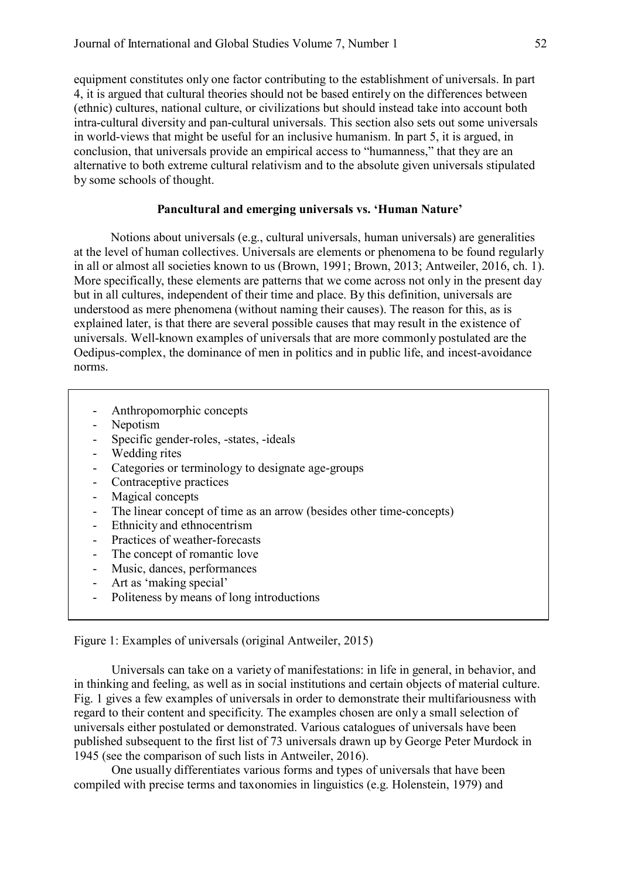equipment constitutes only one factor contributing to the establishment of universals. In part 4, it is argued that cultural theories should not be based entirely on the differences between (ethnic) cultures, national culture, or civilizations but should instead take into account both intra-cultural diversity and pan-cultural universals. This section also sets out some universals in world-views that might be useful for an inclusive humanism. In part 5, it is argued, in conclusion, that universals provide an empirical access to "humanness," that they are an alternative to both extreme cultural relativism and to the absolute given universals stipulated by some schools of thought.

## Pancultural and emerging universals vs. 'Human Nature'

Notions about universals (e.g., cultural universals, human universals) are generalities at the level of human collectives. Universals are elements or phenomena to be found regularly in all or almost all societies known to us (Brown, 1991; Brown, 2013; Antweiler, 2016, ch. 1). More specifically, these elements are patterns that we come across not only in the present day but in all cultures, independent of their time and place. By this definition, universals are understood as mere phenomena (without naming their causes). The reason for this, as is explained later, is that there are several possible causes that may result in the existence of universals. Well-known examples of universals that are more commonly postulated are the Oedipus-complex, the dominance of men in politics and in public life, and incest-avoidance norms.

- Anthropomorphic concepts
- Nepotism
- Specific gender-roles, -states, -ideals
- Wedding rites
- Categories or terminology to designate age-groups
- Contraceptive practices
- Magical concepts
- The linear concept of time as an arrow (besides other time-concepts)
- Ethnicity and ethnocentrism
- Practices of weather-forecasts
- The concept of romantic love
- Music, dances, performances
- Art as 'making special'
- Politeness by means of long introductions

Figure 1: Examples of universals (original Antweiler, 2015)

Universals can take on a variety of manifestations: in life in general, in behavior, and in thinking and feeling, as well as in social institutions and certain objects of material culture. Fig. 1 gives a few examples of universals in order to demonstrate their multifariousness with regard to their content and specificity. The examples chosen are only a small selection of universals either postulated or demonstrated. Various catalogues of universals have been published subsequent to the first list of 73 universals drawn up by George Peter Murdock in 1945 (see the comparison of such lists in Antweiler, 2016).

One usually differentiates various forms and types of universals that have been compiled with precise terms and taxonomies in linguistics (e.g. Holenstein, 1979) and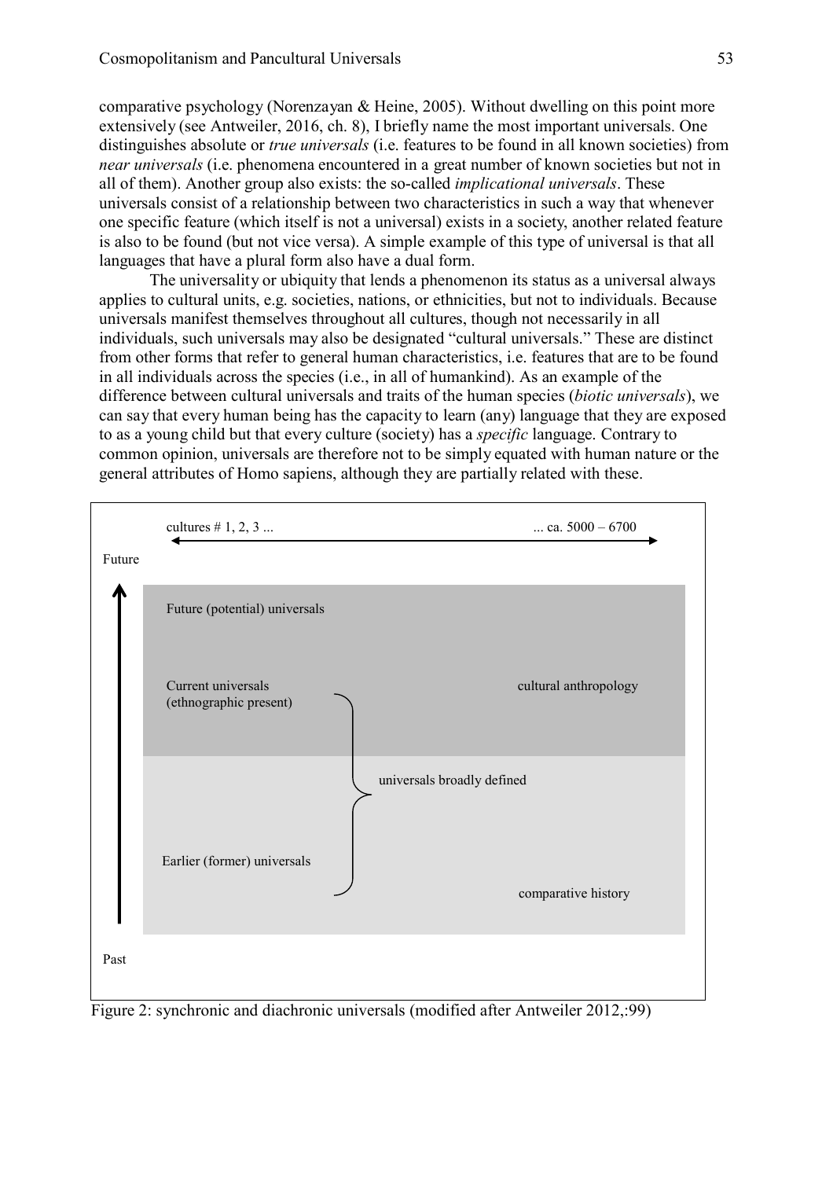comparative psychology (Norenzayan & Heine, 2005). Without dwelling on this point more extensively (see Antweiler, 2016, ch. 8), I briefly name the most important universals. One distinguishes absolute or *true universals* (i.e. features to be found in all known societies) from *near universals* (i.e. phenomena encountered in a great number of known societies but not in all of them). Another group also exists: the so-called *implicational universals*. These universals consist of a relationship between two characteristics in such a way that whenever one specific feature (which itself is not a universal) exists in a society, another related feature is also to be found (but not vice versa). A simple example of this type of universal is that all languages that have a plural form also have a dual form.

The universality or ubiquity that lends a phenomenon its status as a universal always applies to cultural units, e.g. societies, nations, or ethnicities, but not to individuals. Because universals manifest themselves throughout all cultures, though not necessarily in all individuals, such universals may also be designated "cultural universals." These are distinct from other forms that refer to general human characteristics, i.e. features that are to be found in all individuals across the species (i.e., in all of humankind). As an example of the difference between cultural universals and traits of the human species (*biotic universals*), we can say that every human being has the capacity to learn (any) language that they are exposed to as a young child but that every culture (society) has a *specific* language. Contrary to common opinion, universals are therefore not to be simply equated with human nature or the general attributes of Homo sapiens, although they are partially related with these.

cultures # 1, 2, 3 ... ... ca. 5000 – 6700

Future

Future (potential) universals

Current universals (ethnographic present)

cultural anthropology

universals broadly defined

Earlier (former) universals

comparative history

Past

Figure 2: synchronic and diachronic universals (modified after Antweiler 2012,:99)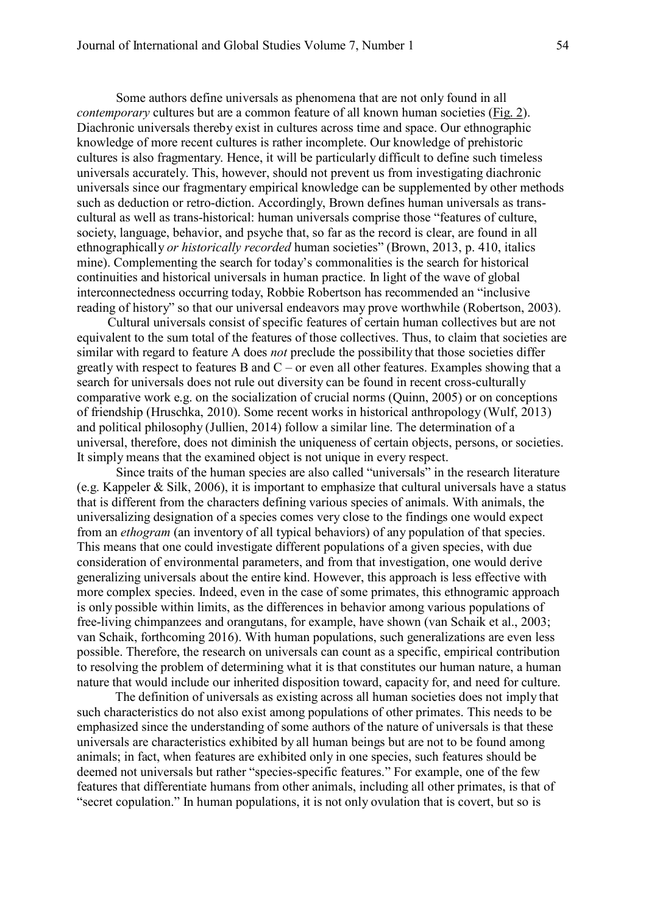Some authors define universals as phenomena that are not only found in all *contemporary* cultures but are a common feature of all known human societies (Fig. 2). Diachronic universals thereby exist in cultures across time and space. Our ethnographic knowledge of more recent cultures is rather incomplete. Our knowledge of prehistoric cultures is also fragmentary. Hence, it will be particularly difficult to define such timeless universals accurately. This, however, should not prevent us from investigating diachronic universals since our fragmentary empirical knowledge can be supplemented by other methods such as deduction or retro-diction. Accordingly, Brown defines human universals as trans-cultural as well as trans-historical: human universals comprise those "features of culture, society, language, behavior, and psyche that, so far as the record is clear, are found in all ethnographically *or historically recorded* human societies" (Brown, 2013, p. 410, italics mine). Complementing the search for today's commonalities is the search for historical continuities and historical universals in human practice. In light of the wave of global interconnectedness occurring today, Robbie Robertson has recommended an "inclusive reading of history" so that our universal endeavors may prove worthwhile (Robertson, 2003).

Cultural universals consist of specific features of certain human collectives but are not equivalent to the sum total of the features of those collectives. Thus, to claim that societies are similar with regard to feature A does *not* preclude the possibility that those societies differ greatly with respect to features B and C – or even all other features. Examples showing that a search for universals does not rule out diversity can be found in recent cross-culturally comparative work e.g. on the socialization of crucial norms (Quinn, 2005) or on conceptions of friendship (Hruschka, 2010). Some recent works in historical anthropology (Wulf, 2013) and political philosophy (Jullien, 2014) follow a similar line. The determination of a universal, therefore, does not diminish the uniqueness of certain objects, persons, or societies. It simply means that the examined object is not unique in every respect.

Since traits of the human species are also called "universals" in the research literature (e.g. Kappeler & Silk, 2006), it is important to emphasize that cultural universals have a status that is different from the characters defining various species of animals. With animals, the universalizing designation of a species comes very close to the findings one would expect from an *ethogram* (an inventory of all typical behaviors) of any population of that species. This means that one could investigate different populations of a given species, with due consideration of environmental parameters, and from that investigation, one would derive generalizing universals about the entire kind. However, this approach is less effective with more complex species. Indeed, even in the case of some primates, this ethnogramic approach is only possible within limits, as the differences in behavior among various populations of free-living chimpanzees and orangutans, for example, have shown (van Schaik et al., 2003; van Schaik, forthcoming 2016). With human populations, such generalizations are even less possible. Therefore, the research on universals can count as a specific, empirical contribution to resolving the problem of determining what it is that constitutes our human nature, a human nature that would include our inherited disposition toward, capacity for, and need for culture.

The definition of universals as existing across all human societies does not imply that such characteristics do not also exist among populations of other primates. This needs to be emphasized since the understanding of some authors of the nature of universals is that these universals are characteristics exhibited by all human beings but are not to be found among animals; in fact, when features are exhibited only in one species, such features should be deemed not universals but rather "species-specific features." For example, one of the few features that differentiate humans from other animals, including all other primates, is that of "secret copulation." In human populations, it is not only ovulation that is covert, but so is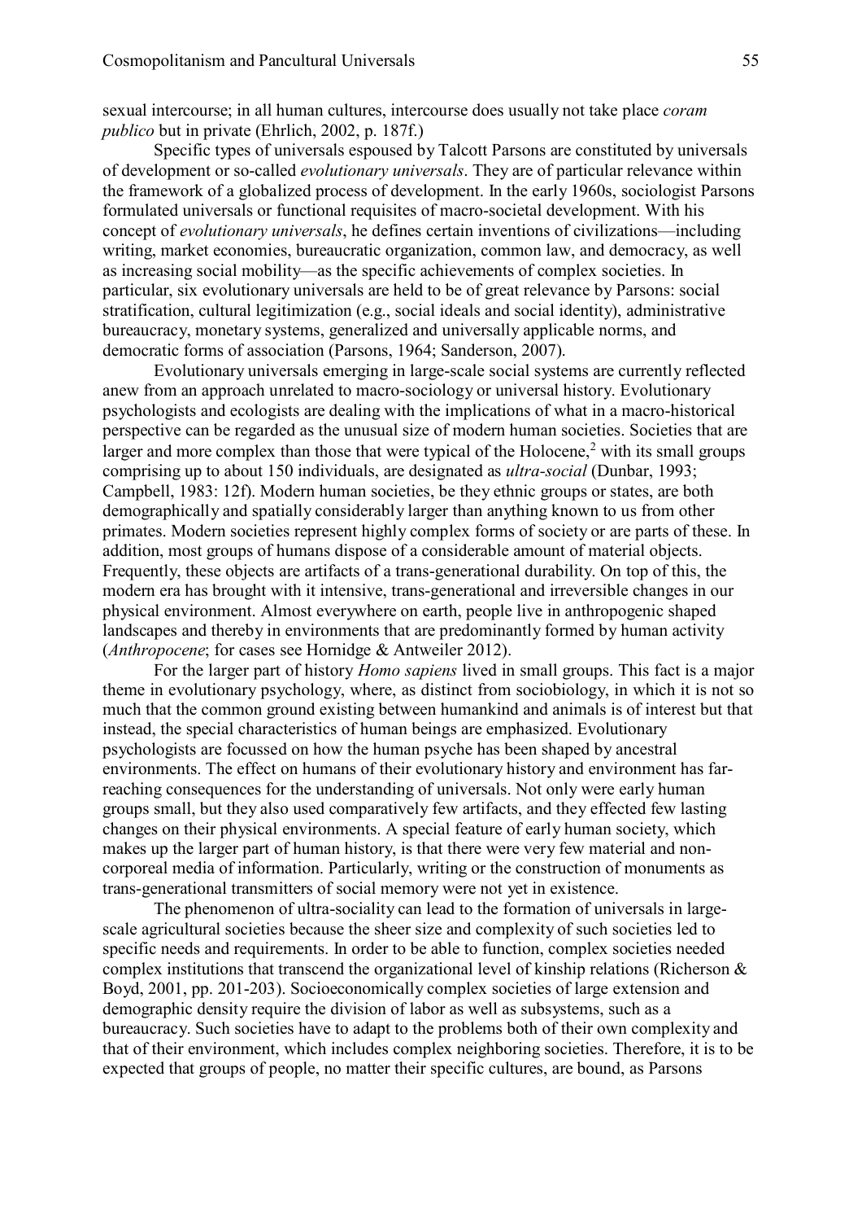sexual intercourse; in all human cultures, intercourse does usually not take place *coram publico* but in private (Ehrlich, 2002, p. 187f.)

Specific types of universals espoused by Talcott Parsons are constituted by universals of development or so-called *evolutionary universals*. They are of particular relevance within the framework of a globalized process of development. In the early 1960s, sociologist Parsons formulated universals or functional requisites of macro-societal development. With his concept of *evolutionary universals*, he defines certain inventions of civilizations—including writing, market economies, bureaucratic organization, common law, and democracy, as well as increasing social mobility—as the specific achievements of complex societies. In particular, six evolutionary universals are held to be of great relevance by Parsons: social stratification, cultural legitimization (e.g., social ideals and social identity), administrative bureaucracy, monetary systems, generalized and universally applicable norms, and democratic forms of association (Parsons, 1964; Sanderson, 2007).

Evolutionary universals emerging in large-scale social systems are currently reflected anew from an approach unrelated to macro-sociology or universal history. Evolutionary psychologists and ecologists are dealing with the implications of what in a macro-historical perspective can be regarded as the unusual size of modern human societies. Societies that are larger and more complex than those that were typical of the Holocene,[2] with its small groups comprising up to about 150 individuals, are designated as *ultra-social* (Dunbar, 1993; Campbell, 1983: 12f). Modern human societies, be they ethnic groups or states, are both demographically and spatially considerably larger than anything known to us from other primates. Modern societies represent highly complex forms of society or are parts of these. In addition, most groups of humans dispose of a considerable amount of material objects. Frequently, these objects are artifacts of a trans-generational durability. On top of this, the modern era has brought with it intensive, trans-generational and irreversible changes in our physical environment. Almost everywhere on earth, people live in anthropogenic shaped landscapes and thereby in environments that are predominantly formed by human activity (*Anthropocene*; for cases see Hornidge & Antweiler 2012).

For the larger part of history *Homo sapiens* lived in small groups. This fact is a major theme in evolutionary psychology, where, as distinct from sociobiology, in which it is not so much that the common ground existing between humankind and animals is of interest but that instead, the special characteristics of human beings are emphasized. Evolutionary psychologists are focussed on how the human psyche has been shaped by ancestral environments. The effect on humans of their evolutionary history and environment has far-reaching consequences for the understanding of universals. Not only were early human groups small, but they also used comparatively few artifacts, and they effected few lasting changes on their physical environments. A special feature of early human society, which makes up the larger part of human history, is that there were very few material and non-corporeal media of information. Particularly, writing or the construction of monuments as trans-generational transmitters of social memory were not yet in existence.

The phenomenon of ultra-sociality can lead to the formation of universals in large-scale agricultural societies because the sheer size and complexity of such societies led to specific needs and requirements. In order to be able to function, complex societies needed complex institutions that transcend the organizational level of kinship relations (Richerson & Boyd, 2001, pp. 201-203). Socioeconomically complex societies of large extension and demographic density require the division of labor as well as subsystems, such as a bureaucracy. Such societies have to adapt to the problems both of their own complexity and that of their environment, which includes complex neighboring societies. Therefore, it is to be expected that groups of people, no matter their specific cultures, are bound, as Parsons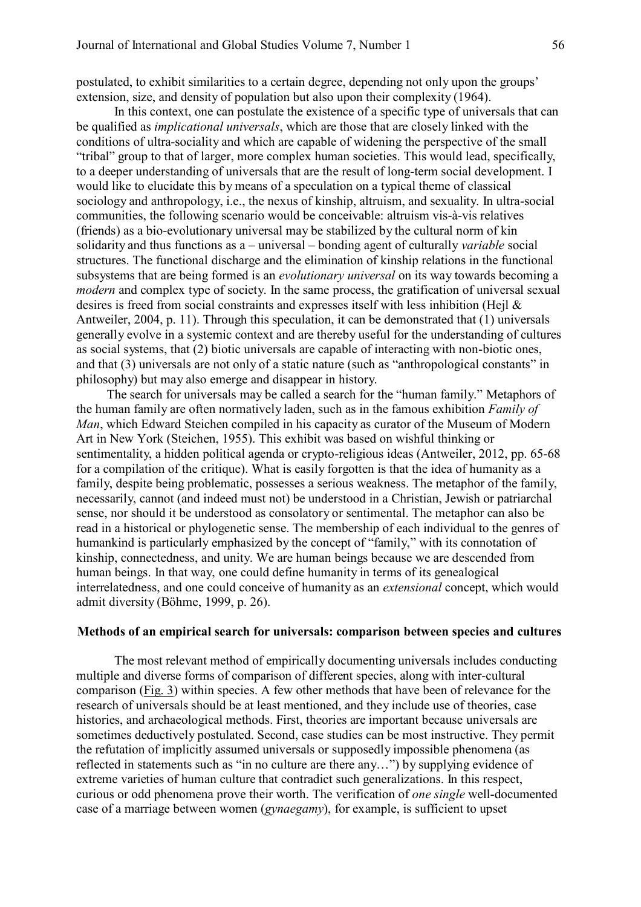postulated, to exhibit similarities to a certain degree, depending not only upon the groups' extension, size, and density of population but also upon their complexity (1964).

In this context, one can postulate the existence of a specific type of universals that can be qualified as *implicational universals*, which are those that are closely linked with the conditions of ultra-sociality and which are capable of widening the perspective of the small "tribal" group to that of larger, more complex human societies. This would lead, specifically, to a deeper understanding of universals that are the result of long-term social development. I would like to elucidate this by means of a speculation on a typical theme of classical sociology and anthropology, i.e., the nexus of kinship, altruism, and sexuality. In ultra-social communities, the following scenario would be conceivable: altruism vis-à-vis relatives (friends) as a bio-evolutionary universal may be stabilized by the cultural norm of kin solidarity and thus functions as a – universal – bonding agent of culturally *variable* social structures. The functional discharge and the elimination of kinship relations in the functional subsystems that are being formed is an *evolutionary universal* on its way towards becoming a *modern* and complex type of society. In the same process, the gratification of universal sexual desires is freed from social constraints and expresses itself with less inhibition (Hejl & Antweiler, 2004, p. 11). Through this speculation, it can be demonstrated that (1) universals generally evolve in a systemic context and are thereby useful for the understanding of cultures as social systems, that (2) biotic universals are capable of interacting with non-biotic ones, and that (3) universals are not only of a static nature (such as "anthropological constants" in philosophy) but may also emerge and disappear in history.

The search for universals may be called a search for the "human family." Metaphors of the human family are often normatively laden, such as in the famous exhibition *Family of Man*, which Edward Steichen compiled in his capacity as curator of the Museum of Modern Art in New York (Steichen, 1955). This exhibit was based on wishful thinking or sentimentality, a hidden political agenda or crypto-religious ideas (Antweiler, 2012, pp. 65-68 for a compilation of the critique). What is easily forgotten is that the idea of humanity as a family, despite being problematic, possesses a serious weakness. The metaphor of the family, necessarily, cannot (and indeed must not) be understood in a Christian, Jewish or patriarchal sense, nor should it be understood as consolatory or sentimental. The metaphor can also be read in a historical or phylogenetic sense. The membership of each individual to the genres of humankind is particularly emphasized by the concept of "family," with its connotation of kinship, connectedness, and unity. We are human beings because we are descended from human beings. In that way, one could define humanity in terms of its genealogical interrelatedness, and one could conceive of humanity as an *extensional* concept, which would admit diversity (Böhme, 1999, p. 26).

## Methods of an empirical search for universals: comparison between species and cultures

The most relevant method of empirically documenting universals includes conducting multiple and diverse forms of comparison of different species, along with inter-cultural comparison (Fig. 3) within species. A few other methods that have been of relevance for the research of universals should be at least mentioned, and they include use of theories, case histories, and archaeological methods. First, theories are important because universals are sometimes deductively postulated. Second, case studies can be most instructive. They permit the refutation of implicitly assumed universals or supposedly impossible phenomena (as reflected in statements such as "in no culture are there any…") by supplying evidence of extreme varieties of human culture that contradict such generalizations. In this respect, curious or odd phenomena prove their worth. The verification of *one single* well-documented case of a marriage between women (*gynaegamy*), for example, is sufficient to upset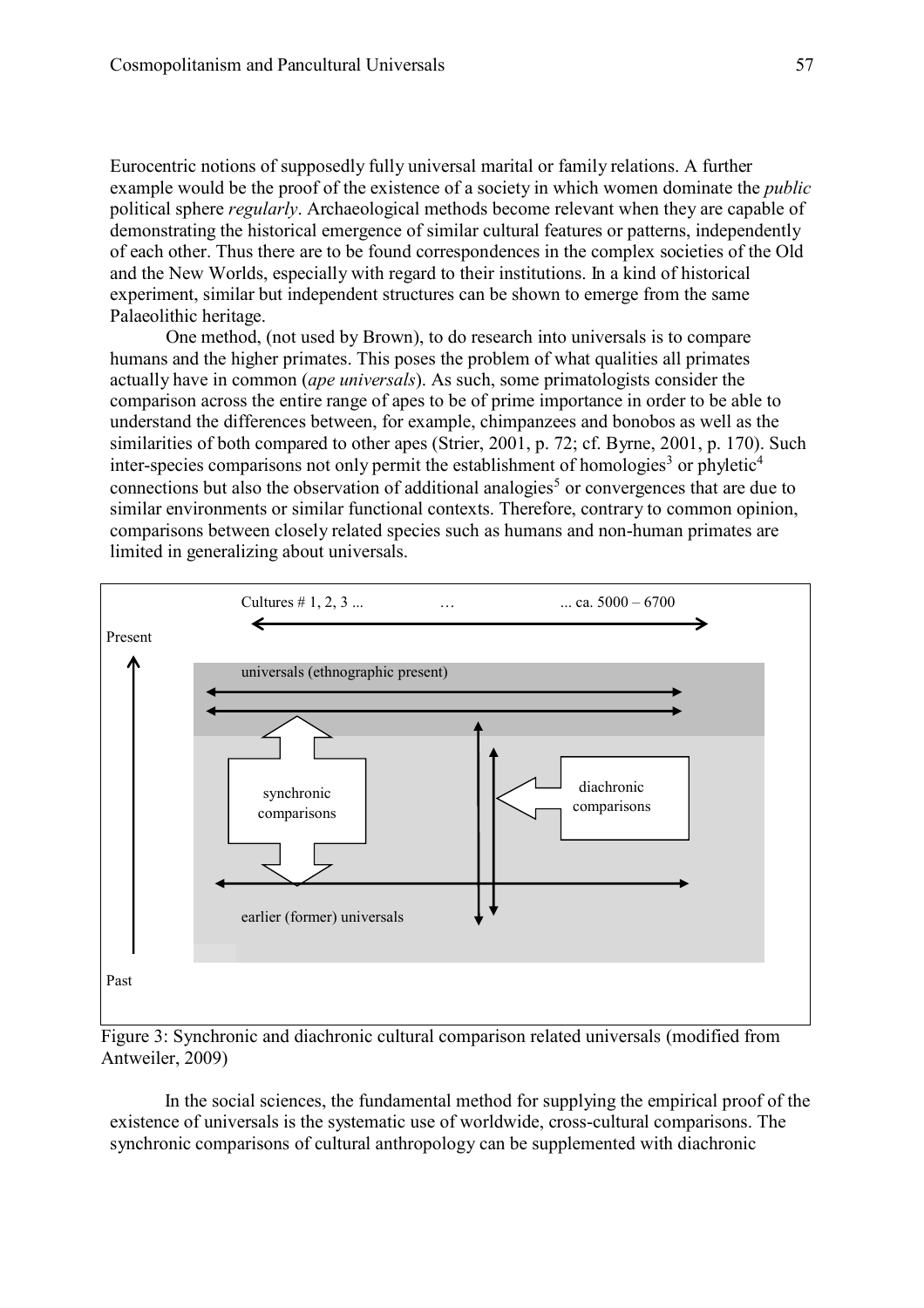Eurocentric notions of supposedly fully universal marital or family relations. A further example would be the proof of the existence of a society in which women dominate the *public* political sphere *regularly*. Archaeological methods become relevant when they are capable of demonstrating the historical emergence of similar cultural features or patterns, independently of each other. Thus there are to be found correspondences in the complex societies of the Old and the New Worlds, especially with regard to their institutions. In a kind of historical experiment, similar but independent structures can be shown to emerge from the same Palaeolithic heritage.

One method, (not used by Brown), to do research into universals is to compare humans and the higher primates. This poses the problem of what qualities all primates actually have in common (*ape universals*). As such, some primatologists consider the comparison across the entire range of apes to be of prime importance in order to be able to understand the differences between, for example, chimpanzees and bonobos as well as the similarities of both compared to other apes (Strier, 2001, p. 72; cf. Byrne, 2001, p. 170). Such inter-species comparisons not only permit the establishment of homologies[3] or phyletic[4] connections but also the observation of additional analogies[5] or convergences that are due to similar environments or similar functional contexts. Therefore, contrary to common opinion, comparisons between closely related species such as humans and non-human primates are limited in generalizing about universals.

Cultures # 1, 2, 3 ... … ... ca. 5000 – 6700

Present

universals (ethnographic present)

synchronic comparisons

diachronic comparisons

earlier (former) universals

Past

Figure 3: Synchronic and diachronic cultural comparison related universals (modified from Antweiler, 2009)

In the social sciences, the fundamental method for supplying the empirical proof of the existence of universals is the systematic use of worldwide, cross-cultural comparisons. The synchronic comparisons of cultural anthropology can be supplemented with diachronic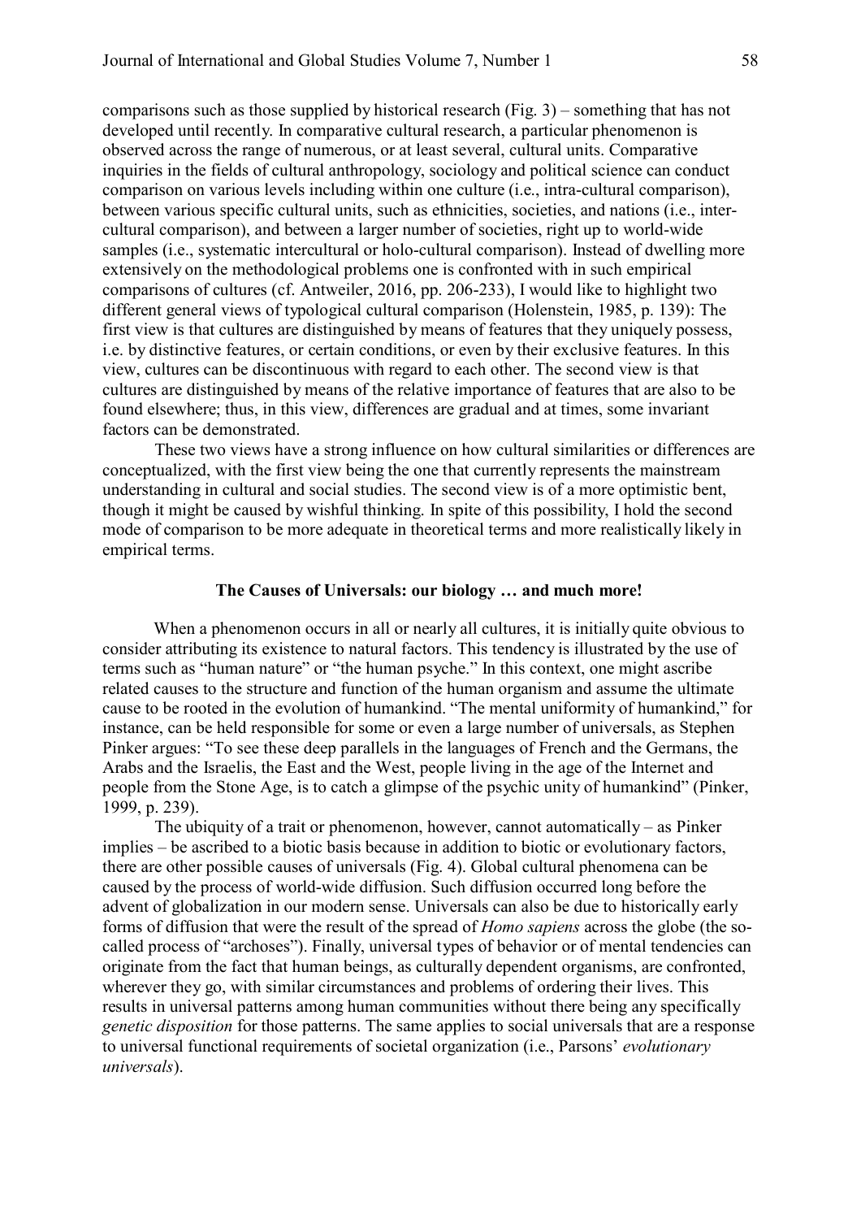comparisons such as those supplied by historical research (Fig. 3) – something that has not developed until recently. In comparative cultural research, a particular phenomenon is observed across the range of numerous, or at least several, cultural units. Comparative inquiries in the fields of cultural anthropology, sociology and political science can conduct comparison on various levels including within one culture (i.e., intra-cultural comparison), between various specific cultural units, such as ethnicities, societies, and nations (i.e., inter-cultural comparison), and between a larger number of societies, right up to world-wide samples (i.e., systematic intercultural or holo-cultural comparison). Instead of dwelling more extensively on the methodological problems one is confronted with in such empirical comparisons of cultures (cf. Antweiler, 2016, pp. 206-233), I would like to highlight two different general views of typological cultural comparison (Holenstein, 1985, p. 139): The first view is that cultures are distinguished by means of features that they uniquely possess, i.e. by distinctive features, or certain conditions, or even by their exclusive features. In this view, cultures can be discontinuous with regard to each other. The second view is that cultures are distinguished by means of the relative importance of features that are also to be found elsewhere; thus, in this view, differences are gradual and at times, some invariant factors can be demonstrated.

These two views have a strong influence on how cultural similarities or differences are conceptualized, with the first view being the one that currently represents the mainstream understanding in cultural and social studies. The second view is of a more optimistic bent, though it might be caused by wishful thinking. In spite of this possibility, I hold the second mode of comparison to be more adequate in theoretical terms and more realistically likely in empirical terms.

## The Causes of Universals: our biology … and much more!

When a phenomenon occurs in all or nearly all cultures, it is initially quite obvious to consider attributing its existence to natural factors. This tendency is illustrated by the use of terms such as "human nature" or "the human psyche." In this context, one might ascribe related causes to the structure and function of the human organism and assume the ultimate cause to be rooted in the evolution of humankind. "The mental uniformity of humankind," for instance, can be held responsible for some or even a large number of universals, as Stephen Pinker argues: "To see these deep parallels in the languages of French and the Germans, the Arabs and the Israelis, the East and the West, people living in the age of the Internet and people from the Stone Age, is to catch a glimpse of the psychic unity of humankind" (Pinker, 1999, p. 239).

The ubiquity of a trait or phenomenon, however, cannot automatically – as Pinker implies – be ascribed to a biotic basis because in addition to biotic or evolutionary factors, there are other possible causes of universals (Fig. 4). Global cultural phenomena can be caused by the process of world-wide diffusion. Such diffusion occurred long before the advent of globalization in our modern sense. Universals can also be due to historically early forms of diffusion that were the result of the spread of *Homo sapiens* across the globe (the so-called process of "archoses"). Finally, universal types of behavior or of mental tendencies can originate from the fact that human beings, as culturally dependent organisms, are confronted, wherever they go, with similar circumstances and problems of ordering their lives. This results in universal patterns among human communities without there being any specifically *genetic disposition* for those patterns. The same applies to social universals that are a response to universal functional requirements of societal organization (i.e., Parsons' *evolutionary universals*).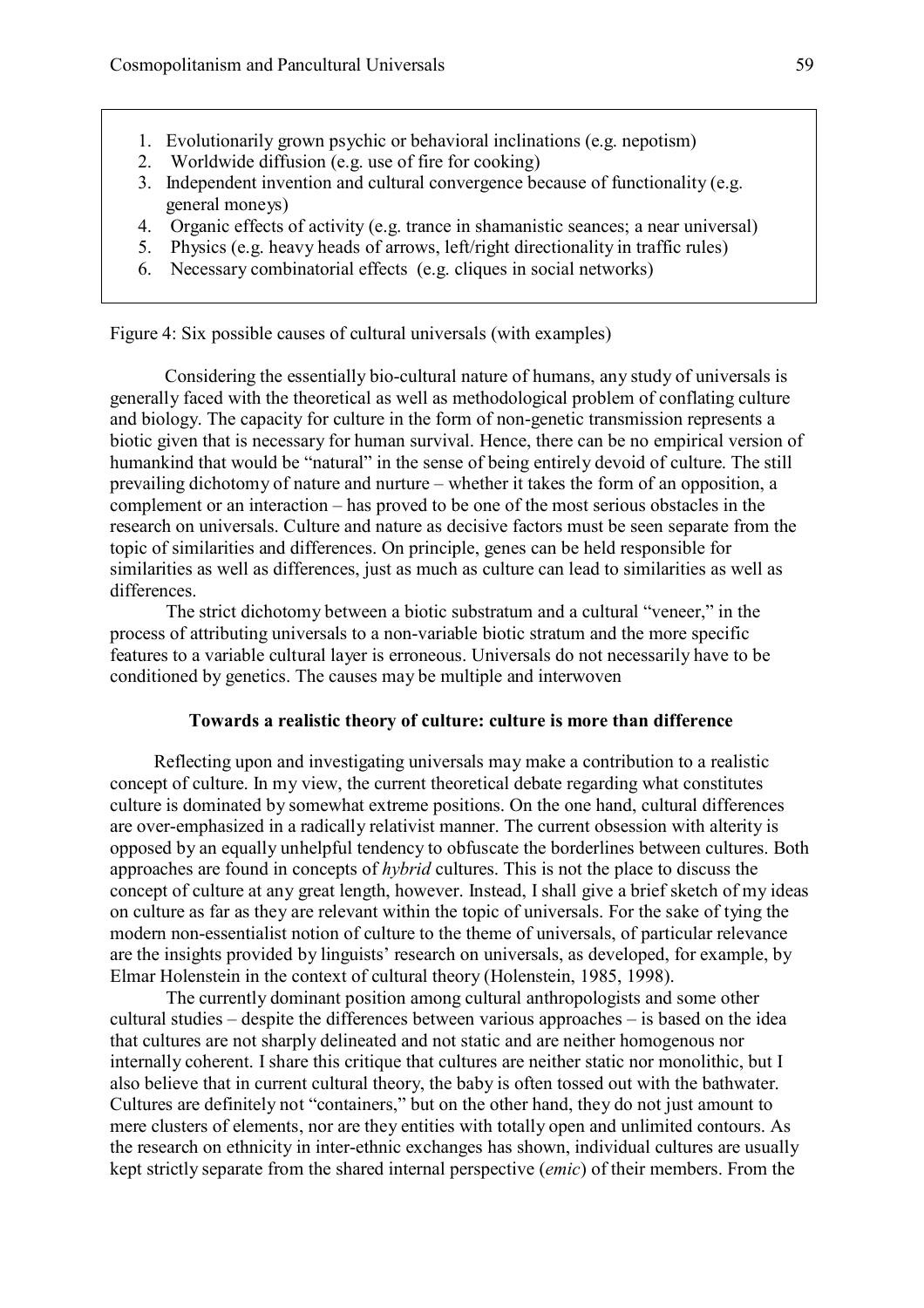1. Evolutionarily grown psychic or behavioral inclinations (e.g. nepotism)
2. Worldwide diffusion (e.g. use of fire for cooking)
3. Independent invention and cultural convergence because of functionality (e.g. general moneys)
4. Organic effects of activity (e.g. trance in shamanistic seances; a near universal)
5. Physics (e.g. heavy heads of arrows, left/right directionality in traffic rules)
6. Necessary combinatorial effects (e.g. cliques in social networks)

Figure 4: Six possible causes of cultural universals (with examples)

Considering the essentially bio-cultural nature of humans, any study of universals is generally faced with the theoretical as well as methodological problem of conflating culture and biology. The capacity for culture in the form of non-genetic transmission represents a biotic given that is necessary for human survival. Hence, there can be no empirical version of humankind that would be "natural" in the sense of being entirely devoid of culture. The still prevailing dichotomy of nature and nurture – whether it takes the form of an opposition, a complement or an interaction – has proved to be one of the most serious obstacles in the research on universals. Culture and nature as decisive factors must be seen separate from the topic of similarities and differences. On principle, genes can be held responsible for similarities as well as differences, just as much as culture can lead to similarities as well as differences.

The strict dichotomy between a biotic substratum and a cultural "veneer," in the process of attributing universals to a non-variable biotic stratum and the more specific features to a variable cultural layer is erroneous. Universals do not necessarily have to be conditioned by genetics. The causes may be multiple and interwoven

## Towards a realistic theory of culture: culture is more than difference

Reflecting upon and investigating universals may make a contribution to a realistic concept of culture. In my view, the current theoretical debate regarding what constitutes culture is dominated by somewhat extreme positions. On the one hand, cultural differences are over-emphasized in a radically relativist manner. The current obsession with alterity is opposed by an equally unhelpful tendency to obfuscate the borderlines between cultures. Both approaches are found in concepts of *hybrid* cultures. This is not the place to discuss the concept of culture at any great length, however. Instead, I shall give a brief sketch of my ideas on culture as far as they are relevant within the topic of universals. For the sake of tying the modern non-essentialist notion of culture to the theme of universals, of particular relevance are the insights provided by linguists' research on universals, as developed, for example, by Elmar Holenstein in the context of cultural theory (Holenstein, 1985, 1998).

The currently dominant position among cultural anthropologists and some other cultural studies – despite the differences between various approaches – is based on the idea that cultures are not sharply delineated and not static and are neither homogenous nor internally coherent. I share this critique that cultures are neither static nor monolithic, but I also believe that in current cultural theory, the baby is often tossed out with the bathwater. Cultures are definitely not "containers," but on the other hand, they do not just amount to mere clusters of elements, nor are they entities with totally open and unlimited contours. As the research on ethnicity in inter-ethnic exchanges has shown, individual cultures are usually kept strictly separate from the shared internal perspective (*emic*) of their members. From the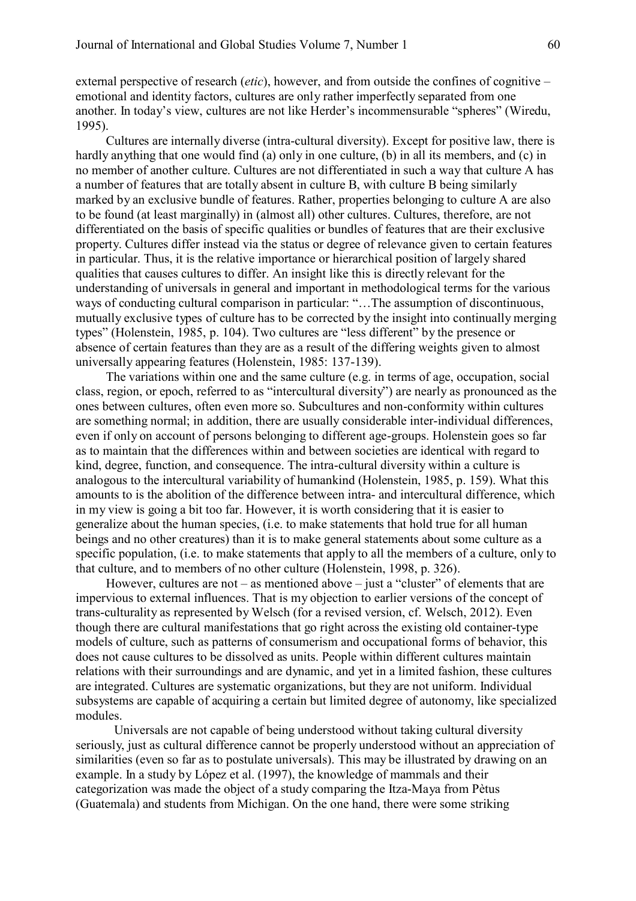external perspective of research (*etic*), however, and from outside the confines of cognitive – emotional and identity factors, cultures are only rather imperfectly separated from one another. In today's view, cultures are not like Herder's incommensurable "spheres" (Wiredu, 1995).

Cultures are internally diverse (intra-cultural diversity). Except for positive law, there is hardly anything that one would find (a) only in one culture, (b) in all its members, and (c) in no member of another culture. Cultures are not differentiated in such a way that culture A has a number of features that are totally absent in culture B, with culture B being similarly marked by an exclusive bundle of features. Rather, properties belonging to culture A are also to be found (at least marginally) in (almost all) other cultures. Cultures, therefore, are not differentiated on the basis of specific qualities or bundles of features that are their exclusive property. Cultures differ instead via the status or degree of relevance given to certain features in particular. Thus, it is the relative importance or hierarchical position of largely shared qualities that causes cultures to differ. An insight like this is directly relevant for the understanding of universals in general and important in methodological terms for the various ways of conducting cultural comparison in particular: "…The assumption of discontinuous, mutually exclusive types of culture has to be corrected by the insight into continually merging types" (Holenstein, 1985, p. 104). Two cultures are "less different" by the presence or absence of certain features than they are as a result of the differing weights given to almost universally appearing features (Holenstein, 1985: 137-139).

The variations within one and the same culture (e.g. in terms of age, occupation, social class, region, or epoch, referred to as "intercultural diversity") are nearly as pronounced as the ones between cultures, often even more so. Subcultures and non-conformity within cultures are something normal; in addition, there are usually considerable inter-individual differences, even if only on account of persons belonging to different age-groups. Holenstein goes so far as to maintain that the differences within and between societies are identical with regard to kind, degree, function, and consequence. The intra-cultural diversity within a culture is analogous to the intercultural variability of humankind (Holenstein, 1985, p. 159). What this amounts to is the abolition of the difference between intra- and intercultural difference, which in my view is going a bit too far. However, it is worth considering that it is easier to generalize about the human species, (i.e. to make statements that hold true for all human beings and no other creatures) than it is to make general statements about some culture as a specific population, (i.e. to make statements that apply to all the members of a culture, only to that culture, and to members of no other culture (Holenstein, 1998, p. 326).

However, cultures are not – as mentioned above – just a "cluster" of elements that are impervious to external influences. That is my objection to earlier versions of the concept of trans-culturality as represented by Welsch (for a revised version, cf. Welsch, 2012). Even though there are cultural manifestations that go right across the existing old container-type models of culture, such as patterns of consumerism and occupational forms of behavior, this does not cause cultures to be dissolved as units. People within different cultures maintain relations with their surroundings and are dynamic, and yet in a limited fashion, these cultures are integrated. Cultures are systematic organizations, but they are not uniform. Individual subsystems are capable of acquiring a certain but limited degree of autonomy, like specialized modules.

Universals are not capable of being understood without taking cultural diversity seriously, just as cultural difference cannot be properly understood without an appreciation of similarities (even so far as to postulate universals). This may be illustrated by drawing on an example. In a study by López et al. (1997), the knowledge of mammals and their categorization was made the object of a study comparing the Itza-Maya from Pètus (Guatemala) and students from Michigan. On the one hand, there were some striking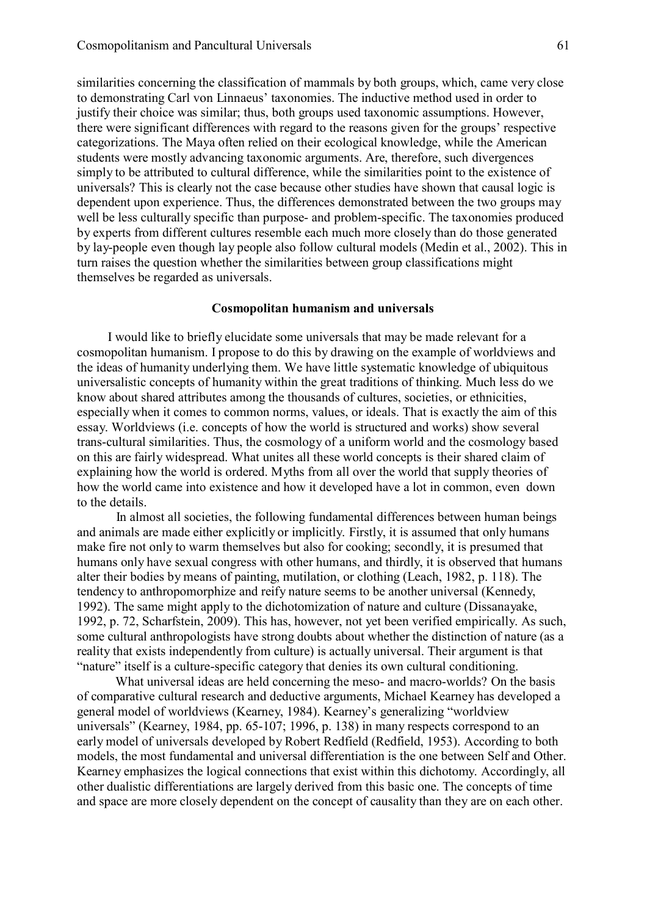similarities concerning the classification of mammals by both groups, which, came very close to demonstrating Carl von Linnaeus' taxonomies. The inductive method used in order to justify their choice was similar; thus, both groups used taxonomic assumptions. However, there were significant differences with regard to the reasons given for the groups' respective categorizations. The Maya often relied on their ecological knowledge, while the American students were mostly advancing taxonomic arguments. Are, therefore, such divergences simply to be attributed to cultural difference, while the similarities point to the existence of universals? This is clearly not the case because other studies have shown that causal logic is dependent upon experience. Thus, the differences demonstrated between the two groups may well be less culturally specific than purpose- and problem-specific. The taxonomies produced by experts from different cultures resemble each much more closely than do those generated by lay-people even though lay people also follow cultural models (Medin et al., 2002). This in turn raises the question whether the similarities between group classifications might themselves be regarded as universals.

## Cosmopolitan humanism and universals

I would like to briefly elucidate some universals that may be made relevant for a cosmopolitan humanism. I propose to do this by drawing on the example of worldviews and the ideas of humanity underlying them. We have little systematic knowledge of ubiquitous universalistic concepts of humanity within the great traditions of thinking. Much less do we know about shared attributes among the thousands of cultures, societies, or ethnicities, especially when it comes to common norms, values, or ideals. That is exactly the aim of this essay. Worldviews (i.e. concepts of how the world is structured and works) show several trans-cultural similarities. Thus, the cosmology of a uniform world and the cosmology based on this are fairly widespread. What unites all these world concepts is their shared claim of explaining how the world is ordered. Myths from all over the world that supply theories of how the world came into existence and how it developed have a lot in common, even down to the details.

In almost all societies, the following fundamental differences between human beings and animals are made either explicitly or implicitly. Firstly, it is assumed that only humans make fire not only to warm themselves but also for cooking; secondly, it is presumed that humans only have sexual congress with other humans, and thirdly, it is observed that humans alter their bodies by means of painting, mutilation, or clothing (Leach, 1982, p. 118). The tendency to anthropomorphize and reify nature seems to be another universal (Kennedy, 1992). The same might apply to the dichotomization of nature and culture (Dissanayake, 1992, p. 72, Scharfstein, 2009). This has, however, not yet been verified empirically. As such, some cultural anthropologists have strong doubts about whether the distinction of nature (as a reality that exists independently from culture) is actually universal. Their argument is that "nature" itself is a culture-specific category that denies its own cultural conditioning.

What universal ideas are held concerning the meso- and macro-worlds? On the basis of comparative cultural research and deductive arguments, Michael Kearney has developed a general model of worldviews (Kearney, 1984). Kearney's generalizing "worldview universals" (Kearney, 1984, pp. 65-107; 1996, p. 138) in many respects correspond to an early model of universals developed by Robert Redfield (Redfield, 1953). According to both models, the most fundamental and universal differentiation is the one between Self and Other. Kearney emphasizes the logical connections that exist within this dichotomy. Accordingly, all other dualistic differentiations are largely derived from this basic one. The concepts of time and space are more closely dependent on the concept of causality than they are on each other.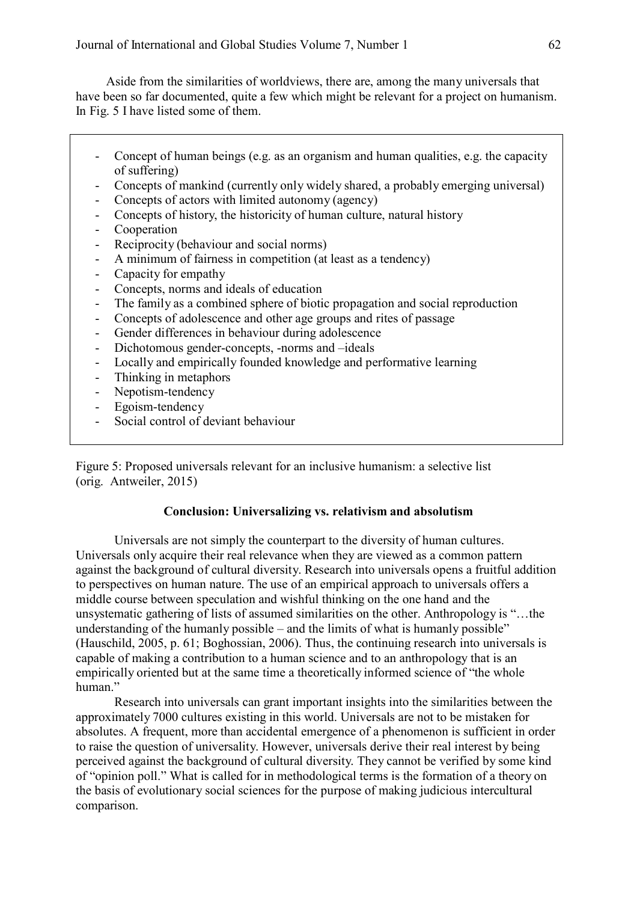Aside from the similarities of worldviews, there are, among the many universals that have been so far documented, quite a few which might be relevant for a project on humanism. In Fig. 5 I have listed some of them.

- Concept of human beings (e.g. as an organism and human qualities, e.g. the capacity of suffering)
- Concepts of mankind (currently only widely shared, a probably emerging universal)
- Concepts of actors with limited autonomy (agency)
- Concepts of history, the historicity of human culture, natural history
- Cooperation
- Reciprocity (behaviour and social norms)
- A minimum of fairness in competition (at least as a tendency)
- Capacity for empathy
- Concepts, norms and ideals of education
- The family as a combined sphere of biotic propagation and social reproduction
- Concepts of adolescence and other age groups and rites of passage
- Gender differences in behaviour during adolescence
- Dichotomous gender-concepts, -norms and –ideals
- Locally and empirically founded knowledge and performative learning
- Thinking in metaphors
- Nepotism-tendency
- Egoism-tendency
- Social control of deviant behaviour

Figure 5: Proposed universals relevant for an inclusive humanism: a selective list (orig. Antweiler, 2015)

### Conclusion: Universalizing vs. relativism and absolutism

Universals are not simply the counterpart to the diversity of human cultures. Universals only acquire their real relevance when they are viewed as a common pattern against the background of cultural diversity. Research into universals opens a fruitful addition to perspectives on human nature. The use of an empirical approach to universals offers a middle course between speculation and wishful thinking on the one hand and the unsystematic gathering of lists of assumed similarities on the other. Anthropology is "…the understanding of the humanly possible – and the limits of what is humanly possible" (Hauschild, 2005, p. 61; Boghossian, 2006). Thus, the continuing research into universals is capable of making a contribution to a human science and to an anthropology that is an empirically oriented but at the same time a theoretically informed science of "the whole human."

Research into universals can grant important insights into the similarities between the approximately 7000 cultures existing in this world. Universals are not to be mistaken for absolutes. A frequent, more than accidental emergence of a phenomenon is sufficient in order to raise the question of universality. However, universals derive their real interest by being perceived against the background of cultural diversity. They cannot be verified by some kind of "opinion poll." What is called for in methodological terms is the formation of a theory on the basis of evolutionary social sciences for the purpose of making judicious intercultural comparison.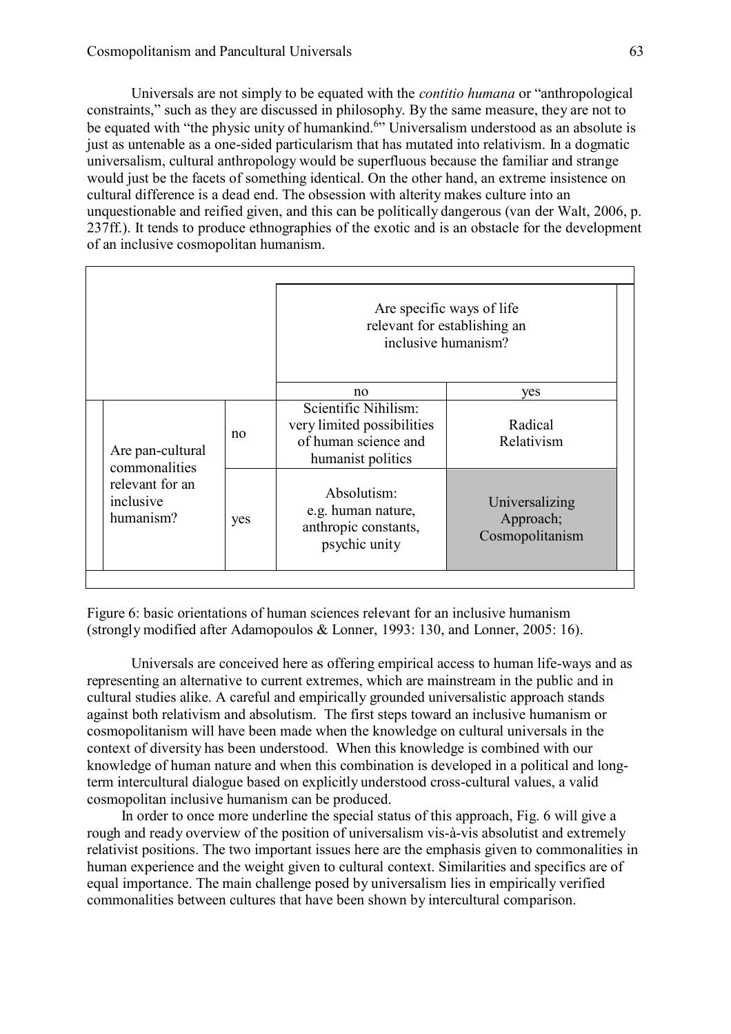Universals are not simply to be equated with the *contitio humana* or "anthropological constraints," such as they are discussed in philosophy. By the same measure, they are not to be equated with "the physic unity of humankind.[6]" Universalism understood as an absolute is just as untenable as a one-sided particularism that has mutated into relativism. In a dogmatic universalism, cultural anthropology would be superfluous because the familiar and strange would just be the facets of something identical. On the other hand, an extreme insistence on cultural difference is a dead end. The obsession with alterity makes culture into an unquestionable and reified given, and this can be politically dangerous (van der Walt, 2006, p. 237ff.). It tends to produce ethnographies of the exotic and is an obstacle for the development of an inclusive cosmopolitan humanism.

| | | Are specific ways of life relevant for establishing an inclusive humanism? | |
|---|---|---|---|
| | | no | yes |
| Are pan-cultural commonalities relevant for an inclusive humanism? | no | Scientific Nihilism: very limited possibilities of human science and humanist politics | Radical Relativism |
| | yes | Absolutism: e.g. human nature, anthropic constants, psychic unity | Universalizing Approach; Cosmopolitanism |

Figure 6: basic orientations of human sciences relevant for an inclusive humanism (strongly modified after Adamopoulos & Lonner, 1993: 130, and Lonner, 2005: 16).

Universals are conceived here as offering empirical access to human life-ways and as representing an alternative to current extremes, which are mainstream in the public and in cultural studies alike. A careful and empirically grounded universalistic approach stands against both relativism and absolutism. The first steps toward an inclusive humanism or cosmopolitanism will have been made when the knowledge on cultural universals in the context of diversity has been understood. When this knowledge is combined with our knowledge of human nature and when this combination is developed in a political and long-term intercultural dialogue based on explicitly understood cross-cultural values, a valid cosmopolitan inclusive humanism can be produced.

In order to once more underline the special status of this approach, Fig. 6 will give a rough and ready overview of the position of universalism vis-à-vis absolutist and extremely relativist positions. The two important issues here are the emphasis given to commonalities in human experience and the weight given to cultural context. Similarities and specifics are of equal importance. The main challenge posed by universalism lies in empirically verified commonalities between cultures that have been shown by intercultural comparison.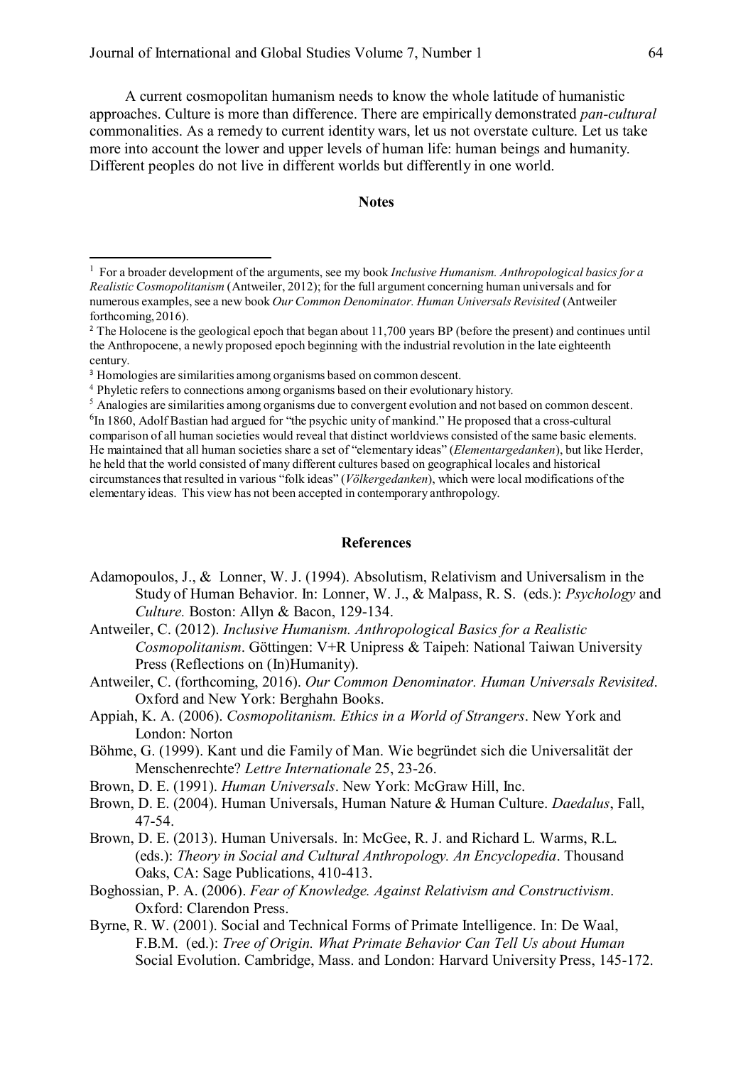A current cosmopolitan humanism needs to know the whole latitude of humanistic approaches. Culture is more than difference. There are empirically demonstrated *pan-cultural* commonalities. As a remedy to current identity wars, let us not overstate culture. Let us take more into account the lower and upper levels of human life: human beings and humanity. Different peoples do not live in different worlds but differently in one world.

## Notes

[1] For a broader development of the arguments, see my book *Inclusive Humanism. Anthropological basics for a Realistic Cosmopolitanism* (Antweiler, 2012); for the full argument concerning human universals and for numerous examples, see a new book *Our Common Denominator. Human Universals Revisited* (Antweiler forthcoming, 2016).

[2] The Holocene is the geological epoch that began about 11,700 years BP (before the present) and continues until the Anthropocene, a newly proposed epoch beginning with the industrial revolution in the late eighteenth century.

[3] Homologies are similarities among organisms based on common descent.

[4] Phyletic refers to connections among organisms based on their evolutionary history.

[5] Analogies are similarities among organisms due to convergent evolution and not based on common descent.

[6] In 1860, Adolf Bastian had argued for "the psychic unity of mankind." He proposed that a cross-cultural comparison of all human societies would reveal that distinct worldviews consisted of the same basic elements. He maintained that all human societies share a set of "elementary ideas" (*Elementargedanken*), but like Herder, he held that the world consisted of many different cultures based on geographical locales and historical circumstances that resulted in various "folk ideas" (*Völkergedanken*), which were local modifications of the elementary ideas. This view has not been accepted in contemporary anthropology.

## References

Adamopoulos, J., & Lonner, W. J. (1994). Absolutism, Relativism and Universalism in the Study of Human Behavior. In: Lonner, W. J., & Malpass, R. S. (eds.): *Psychology* and *Culture.* Boston: Allyn & Bacon, 129-134.

Antweiler, C. (2012). *Inclusive Humanism. Anthropological Basics for a Realistic Cosmopolitanism*. Göttingen: V+R Unipress & Taipeh: National Taiwan University Press (Reflections on (In)Humanity).

Antweiler, C. (forthcoming, 2016). *Our Common Denominator. Human Universals Revisited*. Oxford and New York: Berghahn Books.

Appiah, K. A. (2006). *Cosmopolitanism. Ethics in a World of Strangers*. New York and London: Norton

Böhme, G. (1999). Kant und die Family of Man. Wie begründet sich die Universalität der Menschenrechte? *Lettre Internationale* 25, 23-26.

Brown, D. E. (1991). *Human Universals*. New York: McGraw Hill, Inc.

Brown, D. E. (2004). Human Universals, Human Nature & Human Culture. *Daedalus*, Fall, 47-54.

Brown, D. E. (2013). Human Universals. In: McGee, R. J. and Richard L. Warms, R.L. (eds.): *Theory in Social and Cultural Anthropology. An Encyclopedia*. Thousand Oaks, CA: Sage Publications, 410-413.

Boghossian, P. A. (2006). *Fear of Knowledge. Against Relativism and Constructivism*. Oxford: Clarendon Press.

Byrne, R. W. (2001). Social and Technical Forms of Primate Intelligence. In: De Waal, F.B.M. (ed.): *Tree of Origin. What Primate Behavior Can Tell Us about Human* Social Evolution. Cambridge, Mass. and London: Harvard University Press, 145-172.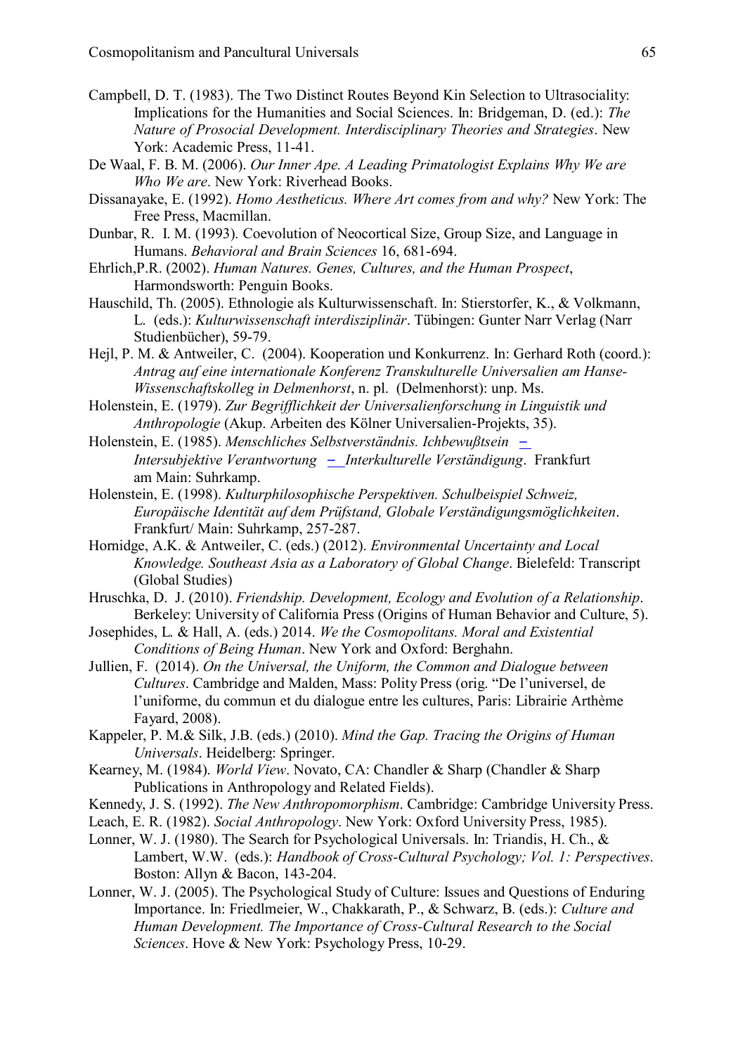Campbell, D. T. (1983). The Two Distinct Routes Beyond Kin Selection to Ultrasociality: Implications for the Humanities and Social Sciences. In: Bridgeman, D. (ed.): *The Nature of Prosocial Development. Interdisciplinary Theories and Strategies*. New York: Academic Press, 11-41.

De Waal, F. B. M. (2006). *Our Inner Ape. A Leading Primatologist Explains Why We are Who We are*. New York: Riverhead Books.

Dissanayake, E. (1992). *Homo Aestheticus. Where Art comes from and why?* New York: The Free Press, Macmillan.

Dunbar, R. I. M. (1993). Coevolution of Neocortical Size, Group Size, and Language in Humans. *Behavioral and Brain Sciences* 16, 681-694.

Ehrlich,P.R. (2002). *Human Natures. Genes, Cultures, and the Human Prospect*, Harmondsworth: Penguin Books.

Hauschild, Th. (2005). Ethnologie als Kulturwissenschaft. In: Stierstorfer, K., & Volkmann, L. (eds.): *Kulturwissenschaft interdisziplinär*. Tübingen: Gunter Narr Verlag (Narr Studienbücher), 59-79.

Hejl, P. M. & Antweiler, C. (2004). Kooperation und Konkurrenz. In: Gerhard Roth (coord.): *Antrag auf eine internationale Konferenz Transkulturelle Universalien am Hanse-Wissenschaftskolleg in Delmenhorst*, n. pl. (Delmenhorst): unp. Ms.

Holenstein, E. (1979). *Zur Begrifflichkeit der Universalienforschung in Linguistik und Anthropologie* (Akup. Arbeiten des Kölner Universalien-Projekts, 35).

Holenstein, E. (1985). *Menschliches Selbstverständnis. Ichbewußtsein – Intersubjektive Verantwortung – Interkulturelle Verständigung*. Frankfurt am Main: Suhrkamp.

Holenstein, E. (1998). *Kulturphilosophische Perspektiven. Schulbeispiel Schweiz, Europäische Identität auf dem Prüfstand, Globale Verständigungsmöglichkeiten*. Frankfurt/ Main: Suhrkamp, 257-287.

Hornidge, A.K. & Antweiler, C. (eds.) (2012). *Environmental Uncertainty and Local Knowledge. Southeast Asia as a Laboratory of Global Change*. Bielefeld: Transcript (Global Studies)

Hruschka, D. J. (2010). *Friendship. Development, Ecology and Evolution of a Relationship*. Berkeley: University of California Press (Origins of Human Behavior and Culture, 5).

Josephides, L. & Hall, A. (eds.) 2014. *We the Cosmopolitans. Moral and Existential Conditions of Being Human*. New York and Oxford: Berghahn.

Jullien, F. (2014). *On the Universal, the Uniform, the Common and Dialogue between Cultures*. Cambridge and Malden, Mass: Polity Press (orig. "De l'universel, de l'uniforme, du commun et du dialogue entre les cultures, Paris: Librairie Arthème Fayard, 2008).

Kappeler, P. M.& Silk, J.B. (eds.) (2010). *Mind the Gap. Tracing the Origins of Human Universals*. Heidelberg: Springer.

Kearney, M. (1984). *World View*. Novato, CA: Chandler & Sharp (Chandler & Sharp Publications in Anthropology and Related Fields).

Kennedy, J. S. (1992). *The New Anthropomorphism*. Cambridge: Cambridge University Press.

Leach, E. R. (1982). *Social Anthropology*. New York: Oxford University Press, 1985).

Lonner, W. J. (1980). The Search for Psychological Universals. In: Triandis, H. Ch., & Lambert, W.W. (eds.): *Handbook of Cross-Cultural Psychology; Vol. 1: Perspectives*. Boston: Allyn & Bacon, 143-204.

Lonner, W. J. (2005). The Psychological Study of Culture: Issues and Questions of Enduring Importance. In: Friedlmeier, W., Chakkarath, P., & Schwarz, B. (eds.): *Culture and Human Development. The Importance of Cross-Cultural Research to the Social Sciences*. Hove & New York: Psychology Press, 10-29.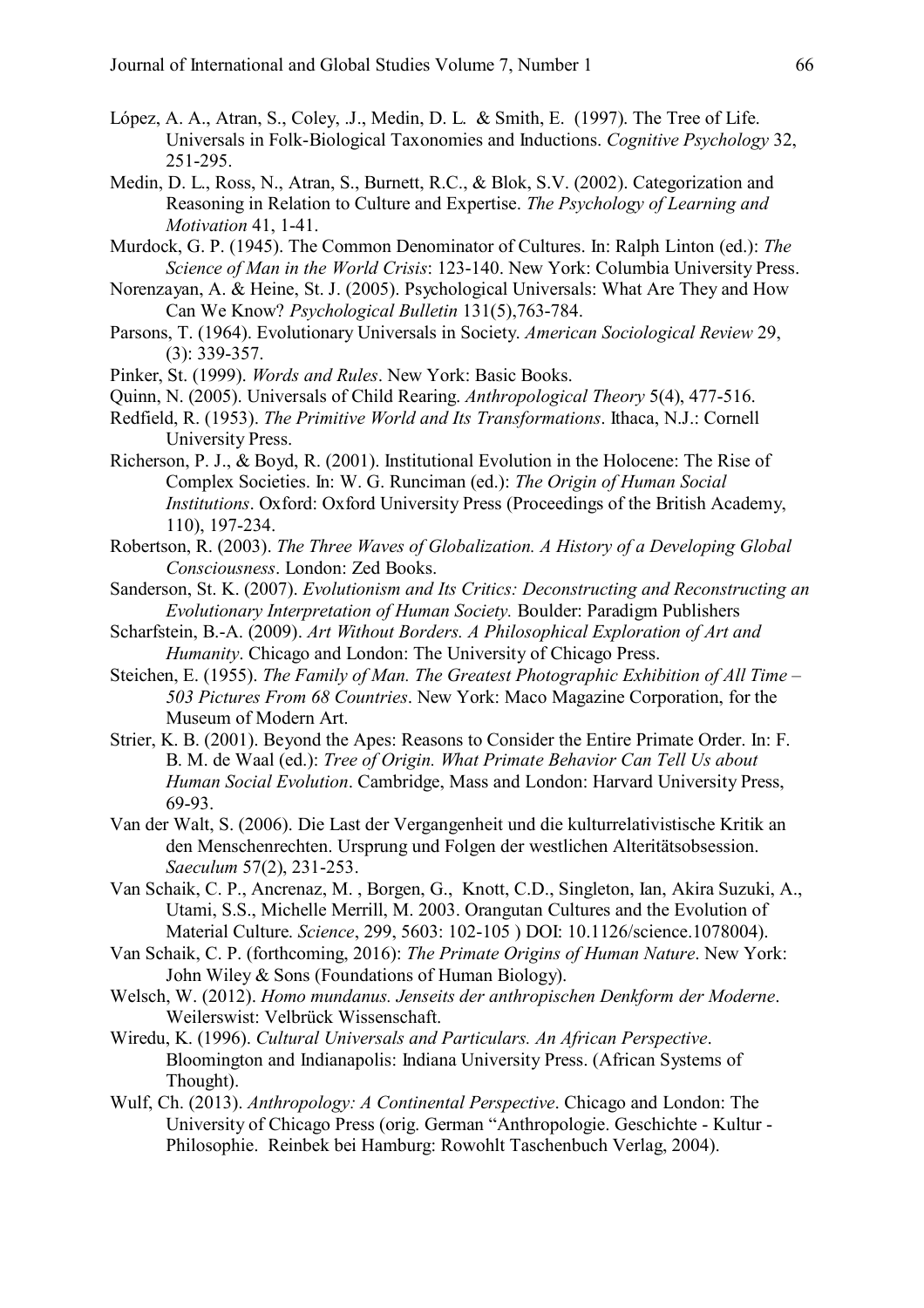López, A. A., Atran, S., Coley, .J., Medin, D. L. & Smith, E. (1997). The Tree of Life. Universals in Folk-Biological Taxonomies and Inductions. *Cognitive Psychology* 32, 251-295.

Medin, D. L., Ross, N., Atran, S., Burnett, R.C., & Blok, S.V. (2002). Categorization and Reasoning in Relation to Culture and Expertise. *The Psychology of Learning and Motivation* 41, 1-41.

Murdock, G. P. (1945). The Common Denominator of Cultures. In: Ralph Linton (ed.): *The Science of Man in the World Crisis*: 123-140. New York: Columbia University Press.

Norenzayan, A. & Heine, St. J. (2005). Psychological Universals: What Are They and How Can We Know? *Psychological Bulletin* 131(5),763-784.

Parsons, T. (1964). Evolutionary Universals in Society. *American Sociological Review* 29, (3): 339-357.

Pinker, St. (1999). *Words and Rules*. New York: Basic Books.

Quinn, N. (2005). Universals of Child Rearing. *Anthropological Theory* 5(4), 477-516.

Redfield, R. (1953). *The Primitive World and Its Transformations*. Ithaca, N.J.: Cornell University Press.

Richerson, P. J., & Boyd, R. (2001). Institutional Evolution in the Holocene: The Rise of Complex Societies. In: W. G. Runciman (ed.): *The Origin of Human Social Institutions*. Oxford: Oxford University Press (Proceedings of the British Academy, 110), 197-234.

Robertson, R. (2003). *The Three Waves of Globalization. A History of a Developing Global Consciousness*. London: Zed Books.

Sanderson, St. K. (2007). *Evolutionism and Its Critics: Deconstructing and Reconstructing an Evolutionary Interpretation of Human Society.* Boulder: Paradigm Publishers

Scharfstein, B.-A. (2009). *Art Without Borders. A Philosophical Exploration of Art and Humanity*. Chicago and London: The University of Chicago Press.

Steichen, E. (1955). *The Family of Man. The Greatest Photographic Exhibition of All Time – 503 Pictures From 68 Countries*. New York: Maco Magazine Corporation, for the Museum of Modern Art.

Strier, K. B. (2001). Beyond the Apes: Reasons to Consider the Entire Primate Order. In: F. B. M. de Waal (ed.): *Tree of Origin. What Primate Behavior Can Tell Us about Human Social Evolution*. Cambridge, Mass and London: Harvard University Press, 69-93.

Van der Walt, S. (2006). Die Last der Vergangenheit und die kulturrelativistische Kritik an den Menschenrechten. Ursprung und Folgen der westlichen Alteritätsobsession. *Saeculum* 57(2), 231-253.

Van Schaik, C. P., Ancrenaz, M. , Borgen, G., Knott, C.D., Singleton, Ian, Akira Suzuki, A., Utami, S.S., Michelle Merrill, M. 2003. Orangutan Cultures and the Evolution of Material Culture. *Science*, 299, 5603: 102-105 ) DOI: 10.1126/science.1078004).

Van Schaik, C. P. (forthcoming, 2016): *The Primate Origins of Human Nature*. New York: John Wiley & Sons (Foundations of Human Biology).

Welsch, W. (2012). *Homo mundanus. Jenseits der anthropischen Denkform der Moderne*. Weilerswist: Velbrück Wissenschaft.

Wiredu, K. (1996). *Cultural Universals and Particulars. An African Perspective*. Bloomington and Indianapolis: Indiana University Press. (African Systems of Thought).

Wulf, Ch. (2013). *Anthropology: A Continental Perspective*. Chicago and London: The University of Chicago Press (orig. German "Anthropologie. Geschichte - Kultur - Philosophie. Reinbek bei Hamburg: Rowohlt Taschenbuch Verlag, 2004).